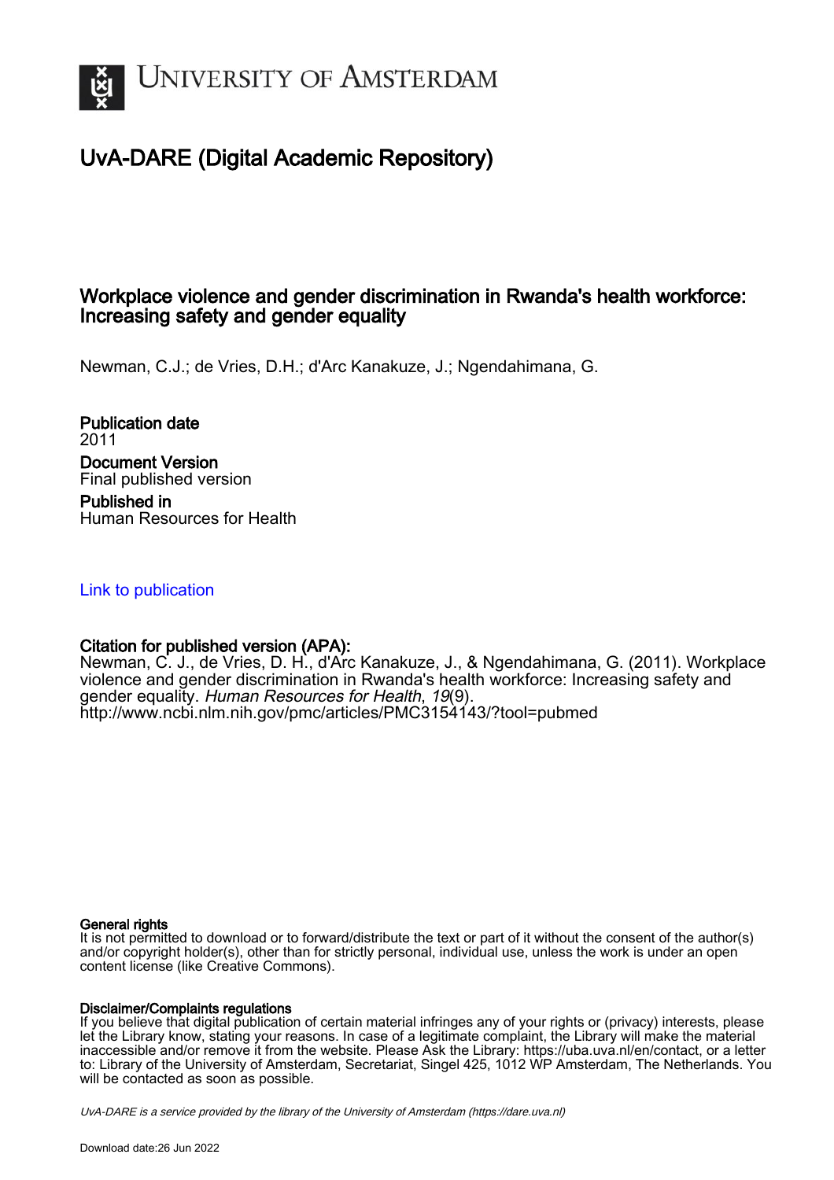UNIVERSITY OF AMSTERDAM

# UvA-DARE (Digital Academic Repository)

## Workplace violence and gender discrimination in Rwanda's health workforce: Increasing safety and gender equality

Newman, C.J.; de Vries, D.H.; d'Arc Kanakuze, J.; Ngendahimana, G.

**Publication date**
2011

**Document Version**
Final published version

**Published in**
Human Resources for Health

Link to publication

**Citation for published version (APA):**
Newman, C. J., de Vries, D. H., d'Arc Kanakuze, J., & Ngendahimana, G. (2011). Workplace violence and gender discrimination in Rwanda's health workforce: Increasing safety and gender equality. *Human Resources for Health*, *19*(9). http://www.ncbi.nlm.nih.gov/pmc/articles/PMC3154143/?tool=pubmed

**General rights**
It is not permitted to download or to forward/distribute the text or part of it without the consent of the author(s) and/or copyright holder(s), other than for strictly personal, individual use, unless the work is under an open content license (like Creative Commons).

**Disclaimer/Complaints regulations**
If you believe that digital publication of certain material infringes any of your rights or (privacy) interests, please let the Library know, stating your reasons. In case of a legitimate complaint, the Library will make the material inaccessible and/or remove it from the website. Please Ask the Library: https://uba.uva.nl/en/contact, or a letter to: Library of the University of Amsterdam, Secretariat, Singel 425, 1012 WP Amsterdam, The Netherlands. You will be contacted as soon as possible.

*UvA-DARE is a service provided by the library of the University of Amsterdam (https://dare.uva.nl)*

Download date:26 Jun 2022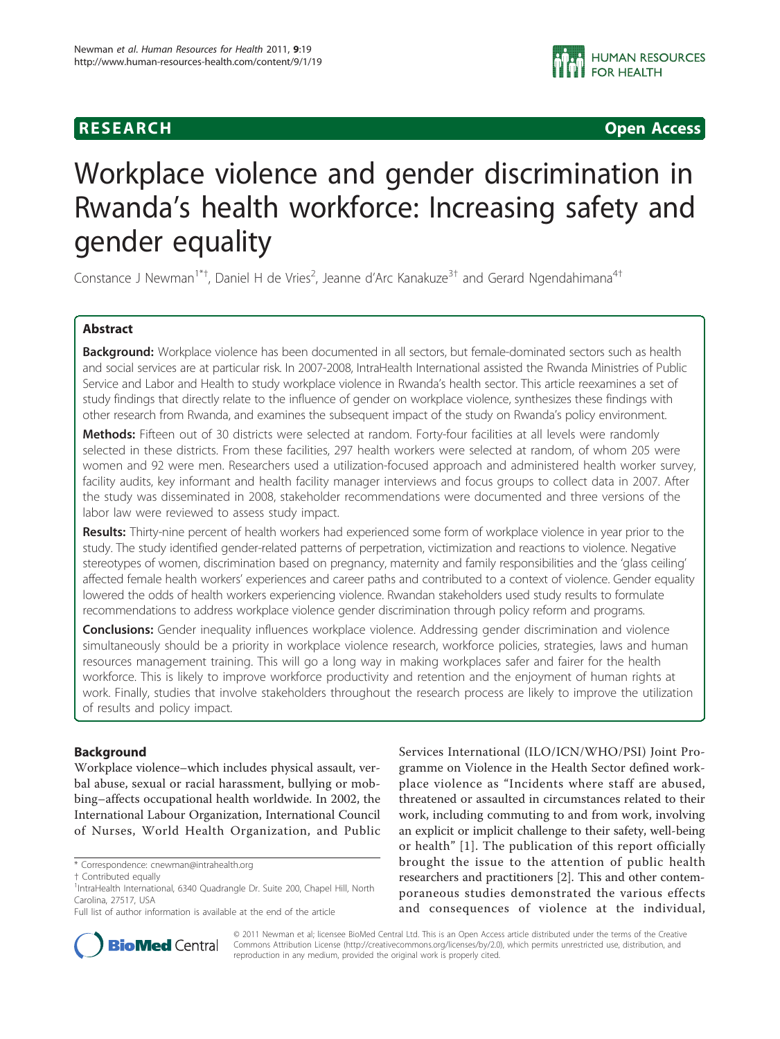# Workplace violence and gender discrimination in Rwanda's health workforce: Increasing safety and gender equality

Constance J Newman[1*†], Daniel H de Vries[2], Jeanne d'Arc Kanakuze[3†] and Gerard Ngendahimana[4†]

## Abstract

**Background:** Workplace violence has been documented in all sectors, but female-dominated sectors such as health and social services are at particular risk. In 2007-2008, IntraHealth International assisted the Rwanda Ministries of Public Service and Labor and Health to study workplace violence in Rwanda's health sector. This article reexamines a set of study findings that directly relate to the influence of gender on workplace violence, synthesizes these findings with other research from Rwanda, and examines the subsequent impact of the study on Rwanda's policy environment.

**Methods:** Fifteen out of 30 districts were selected at random. Forty-four facilities at all levels were randomly selected in these districts. From these facilities, 297 health workers were selected at random, of whom 205 were women and 92 were men. Researchers used a utilization-focused approach and administered health worker survey, facility audits, key informant and health facility manager interviews and focus groups to collect data in 2007. After the study was disseminated in 2008, stakeholder recommendations were documented and three versions of the labor law were reviewed to assess study impact.

**Results:** Thirty-nine percent of health workers had experienced some form of workplace violence in year prior to the study. The study identified gender-related patterns of perpetration, victimization and reactions to violence. Negative stereotypes of women, discrimination based on pregnancy, maternity and family responsibilities and the 'glass ceiling' affected female health workers' experiences and career paths and contributed to a context of violence. Gender equality lowered the odds of health workers experiencing violence. Rwandan stakeholders used study results to formulate recommendations to address workplace violence gender discrimination through policy reform and programs.

**Conclusions:** Gender inequality influences workplace violence. Addressing gender discrimination and violence simultaneously should be a priority in workplace violence research, workforce policies, strategies, laws and human resources management training. This will go a long way in making workplaces safer and fairer for the health workforce. This is likely to improve workforce productivity and retention and the enjoyment of human rights at work. Finally, studies that involve stakeholders throughout the research process are likely to improve the utilization of results and policy impact.

## Background

Workplace violence–which includes physical assault, verbal abuse, sexual or racial harassment, bullying or mobbing–affects occupational health worldwide. In 2002, the International Labour Organization, International Council of Nurses, World Health Organization, and Public Services International (ILO/ICN/WHO/PSI) Joint Programme on Violence in the Health Sector defined workplace violence as "Incidents where staff are abused, threatened or assaulted in circumstances related to their work, including commuting to and from work, involving an explicit or implicit challenge to their safety, well-being or health" [1]. The publication of this report officially brought the issue to the attention of public health researchers and practitioners [2]. This and other contemporaneous studies demonstrated the various effects and consequences of violence at the individual,

\* Correspondence: cnewman@intrahealth.org
† Contributed equally
[1]IntraHealth International, 6340 Quadrangle Dr. Suite 200, Chapel Hill, North Carolina, 27517, USA
Full list of author information is available at the end of the article

© 2011 Newman et al; licensee BioMed Central Ltd. This is an Open Access article distributed under the terms of the Creative Commons Attribution License (http://creativecommons.org/licenses/by/2.0), which permits unrestricted use, distribution, and reproduction in any medium, provided the original work is properly cited.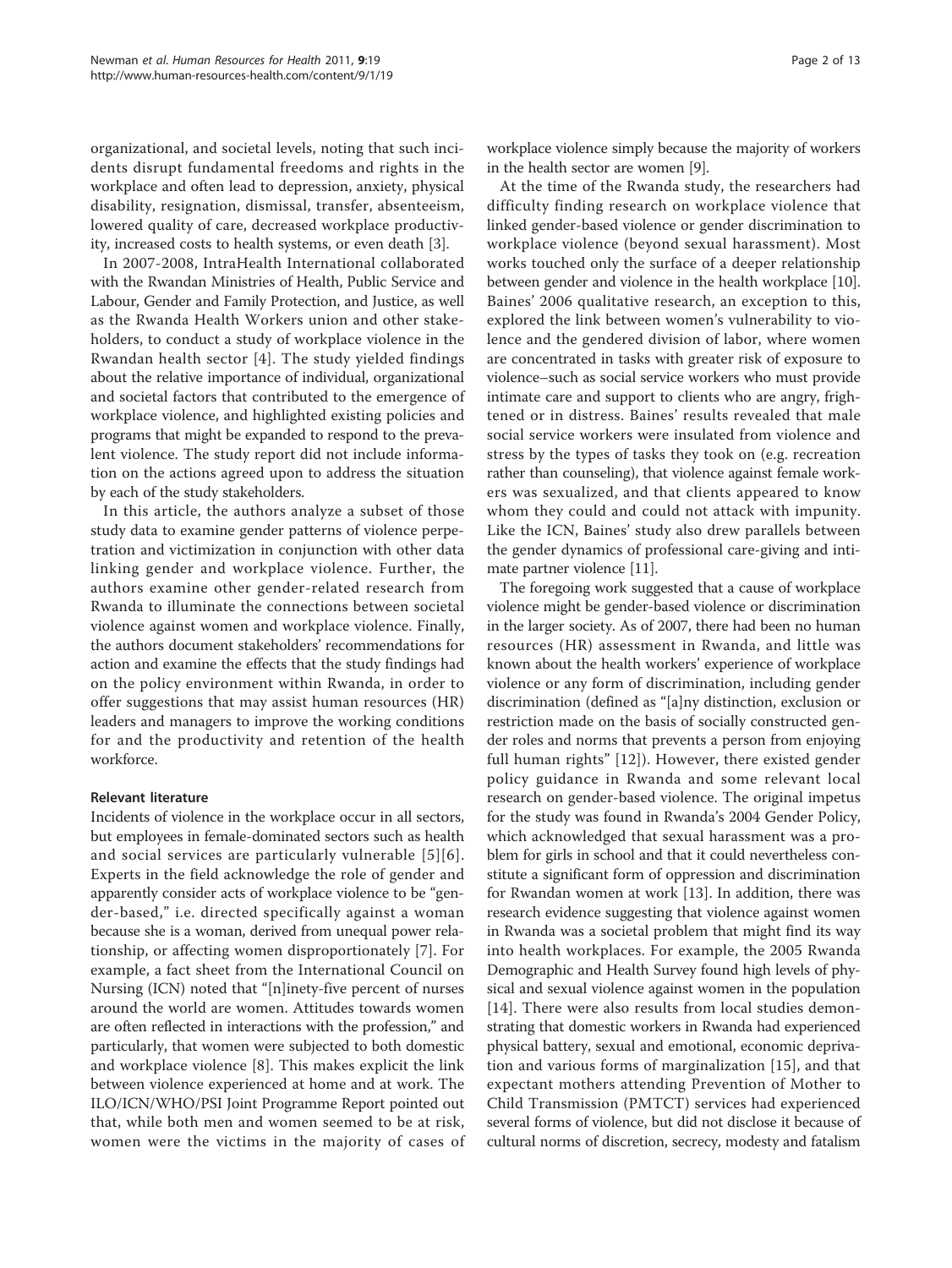organizational, and societal levels, noting that such incidents disrupt fundamental freedoms and rights in the workplace and often lead to depression, anxiety, physical disability, resignation, dismissal, transfer, absenteeism, lowered quality of care, decreased workplace productivity, increased costs to health systems, or even death [3].

In 2007-2008, IntraHealth International collaborated with the Rwandan Ministries of Health, Public Service and Labour, Gender and Family Protection, and Justice, as well as the Rwanda Health Workers union and other stakeholders, to conduct a study of workplace violence in the Rwandan health sector [4]. The study yielded findings about the relative importance of individual, organizational and societal factors that contributed to the emergence of workplace violence, and highlighted existing policies and programs that might be expanded to respond to the prevalent violence. The study report did not include information on the actions agreed upon to address the situation by each of the study stakeholders.

In this article, the authors analyze a subset of those study data to examine gender patterns of violence perpetration and victimization in conjunction with other data linking gender and workplace violence. Further, the authors examine other gender-related research from Rwanda to illuminate the connections between societal violence against women and workplace violence. Finally, the authors document stakeholders' recommendations for action and examine the effects that the study findings had on the policy environment within Rwanda, in order to offer suggestions that may assist human resources (HR) leaders and managers to improve the working conditions for and the productivity and retention of the health workforce.

## Relevant literature

Incidents of violence in the workplace occur in all sectors, but employees in female-dominated sectors such as health and social services are particularly vulnerable [5][6]. Experts in the field acknowledge the role of gender and apparently consider acts of workplace violence to be "gender-based," i.e. directed specifically against a woman because she is a woman, derived from unequal power relationship, or affecting women disproportionately [7]. For example, a fact sheet from the International Council on Nursing (ICN) noted that "[n]inety-five percent of nurses around the world are women. Attitudes towards women are often reflected in interactions with the profession," and particularly, that women were subjected to both domestic and workplace violence [8]. This makes explicit the link between violence experienced at home and at work. The ILO/ICN/WHO/PSI Joint Programme Report pointed out that, while both men and women seemed to be at risk, women were the victims in the majority of cases of workplace violence simply because the majority of workers in the health sector are women [9].

At the time of the Rwanda study, the researchers had difficulty finding research on workplace violence that linked gender-based violence or gender discrimination to workplace violence (beyond sexual harassment). Most works touched only the surface of a deeper relationship between gender and violence in the health workplace [10]. Baines' 2006 qualitative research, an exception to this, explored the link between women's vulnerability to violence and the gendered division of labor, where women are concentrated in tasks with greater risk of exposure to violence–such as social service workers who must provide intimate care and support to clients who are angry, frightened or in distress. Baines' results revealed that male social service workers were insulated from violence and stress by the types of tasks they took on (e.g. recreation rather than counseling), that violence against female workers was sexualized, and that clients appeared to know whom they could and could not attack with impunity. Like the ICN, Baines' study also drew parallels between the gender dynamics of professional care-giving and intimate partner violence [11].

The foregoing work suggested that a cause of workplace violence might be gender-based violence or discrimination in the larger society. As of 2007, there had been no human resources (HR) assessment in Rwanda, and little was known about the health workers' experience of workplace violence or any form of discrimination, including gender discrimination (defined as "[a]ny distinction, exclusion or restriction made on the basis of socially constructed gender roles and norms that prevents a person from enjoying full human rights" [12]). However, there existed gender policy guidance in Rwanda and some relevant local research on gender-based violence. The original impetus for the study was found in Rwanda's 2004 Gender Policy, which acknowledged that sexual harassment was a problem for girls in school and that it could nevertheless constitute a significant form of oppression and discrimination for Rwandan women at work [13]. In addition, there was research evidence suggesting that violence against women in Rwanda was a societal problem that might find its way into health workplaces. For example, the 2005 Rwanda Demographic and Health Survey found high levels of physical and sexual violence against women in the population [14]. There were also results from local studies demonstrating that domestic workers in Rwanda had experienced physical battery, sexual and emotional, economic deprivation and various forms of marginalization [15], and that expectant mothers attending Prevention of Mother to Child Transmission (PMTCT) services had experienced several forms of violence, but did not disclose it because of cultural norms of discretion, secrecy, modesty and fatalism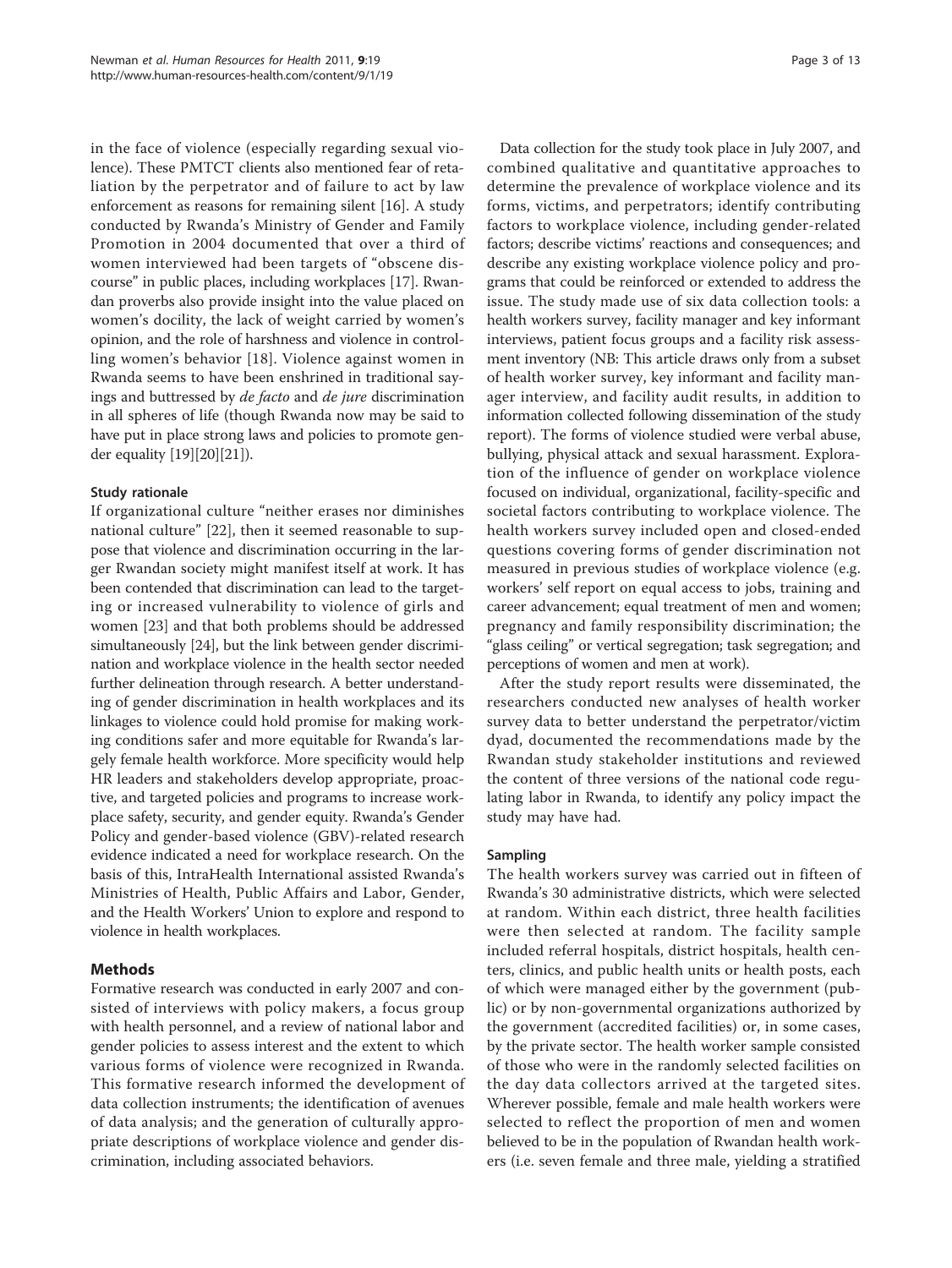in the face of violence (especially regarding sexual violence). These PMTCT clients also mentioned fear of retaliation by the perpetrator and of failure to act by law enforcement as reasons for remaining silent [16]. A study conducted by Rwanda's Ministry of Gender and Family Promotion in 2004 documented that over a third of women interviewed had been targets of "obscene discourse" in public places, including workplaces [17]. Rwandan proverbs also provide insight into the value placed on women's docility, the lack of weight carried by women's opinion, and the role of harshness and violence in controlling women's behavior [18]. Violence against women in Rwanda seems to have been enshrined in traditional sayings and buttressed by *de facto* and *de jure* discrimination in all spheres of life (though Rwanda now may be said to have put in place strong laws and policies to promote gender equality [19][20][21]).

### Study rationale

If organizational culture "neither erases nor diminishes national culture" [22], then it seemed reasonable to suppose that violence and discrimination occurring in the larger Rwandan society might manifest itself at work. It has been contended that discrimination can lead to the targeting or increased vulnerability to violence of girls and women [23] and that both problems should be addressed simultaneously [24], but the link between gender discrimination and workplace violence in the health sector needed further delineation through research. A better understanding of gender discrimination in health workplaces and its linkages to violence could hold promise for making working conditions safer and more equitable for Rwanda's largely female health workforce. More specificity would help HR leaders and stakeholders develop appropriate, proactive, and targeted policies and programs to increase workplace safety, security, and gender equity. Rwanda's Gender Policy and gender-based violence (GBV)-related research evidence indicated a need for workplace research. On the basis of this, IntraHealth International assisted Rwanda's Ministries of Health, Public Affairs and Labor, Gender, and the Health Workers' Union to explore and respond to violence in health workplaces.

## Methods

Formative research was conducted in early 2007 and consisted of interviews with policy makers, a focus group with health personnel, and a review of national labor and gender policies to assess interest and the extent to which various forms of violence were recognized in Rwanda. This formative research informed the development of data collection instruments; the identification of avenues of data analysis; and the generation of culturally appropriate descriptions of workplace violence and gender discrimination, including associated behaviors.

Data collection for the study took place in July 2007, and combined qualitative and quantitative approaches to determine the prevalence of workplace violence and its forms, victims, and perpetrators; identify contributing factors to workplace violence, including gender-related factors; describe victims' reactions and consequences; and describe any existing workplace violence policy and programs that could be reinforced or extended to address the issue. The study made use of six data collection tools: a health workers survey, facility manager and key informant interviews, patient focus groups and a facility risk assessment inventory (NB: This article draws only from a subset of health worker survey, key informant and facility manager interview, and facility audit results, in addition to information collected following dissemination of the study report). The forms of violence studied were verbal abuse, bullying, physical attack and sexual harassment. Exploration of the influence of gender on workplace violence focused on individual, organizational, facility-specific and societal factors contributing to workplace violence. The health workers survey included open and closed-ended questions covering forms of gender discrimination not measured in previous studies of workplace violence (e.g. workers' self report on equal access to jobs, training and career advancement; equal treatment of men and women; pregnancy and family responsibility discrimination; the "glass ceiling" or vertical segregation; task segregation; and perceptions of women and men at work).

After the study report results were disseminated, the researchers conducted new analyses of health worker survey data to better understand the perpetrator/victim dyad, documented the recommendations made by the Rwandan study stakeholder institutions and reviewed the content of three versions of the national code regulating labor in Rwanda, to identify any policy impact the study may have had.

### Sampling

The health workers survey was carried out in fifteen of Rwanda's 30 administrative districts, which were selected at random. Within each district, three health facilities were then selected at random. The facility sample included referral hospitals, district hospitals, health centers, clinics, and public health units or health posts, each of which were managed either by the government (public) or by non-governmental organizations authorized by the government (accredited facilities) or, in some cases, by the private sector. The health worker sample consisted of those who were in the randomly selected facilities on the day data collectors arrived at the targeted sites. Wherever possible, female and male health workers were selected to reflect the proportion of men and women believed to be in the population of Rwandan health workers (i.e. seven female and three male, yielding a stratified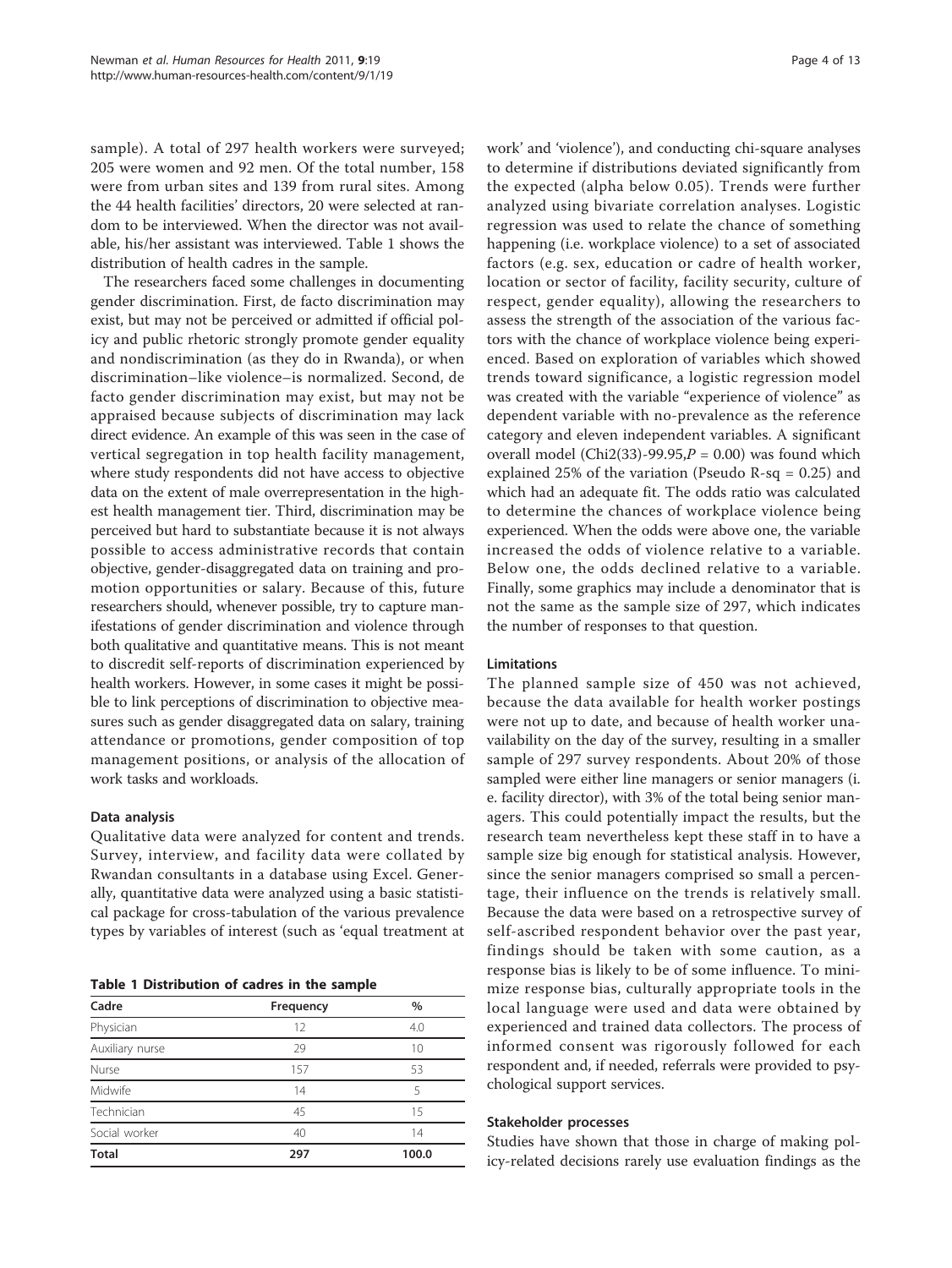sample). A total of 297 health workers were surveyed; 205 were women and 92 men. Of the total number, 158 were from urban sites and 139 from rural sites. Among the 44 health facilities' directors, 20 were selected at random to be interviewed. When the director was not available, his/her assistant was interviewed. Table 1 shows the distribution of health cadres in the sample.

The researchers faced some challenges in documenting gender discrimination. First, de facto discrimination may exist, but may not be perceived or admitted if official policy and public rhetoric strongly promote gender equality and nondiscrimination (as they do in Rwanda), or when discrimination–like violence–is normalized. Second, de facto gender discrimination may exist, but may not be appraised because subjects of discrimination may lack direct evidence. An example of this was seen in the case of vertical segregation in top health facility management, where study respondents did not have access to objective data on the extent of male overrepresentation in the highest health management tier. Third, discrimination may be perceived but hard to substantiate because it is not always possible to access administrative records that contain objective, gender-disaggregated data on training and promotion opportunities or salary. Because of this, future researchers should, whenever possible, try to capture manifestations of gender discrimination and violence through both qualitative and quantitative means. This is not meant to discredit self-reports of discrimination experienced by health workers. However, in some cases it might be possible to link perceptions of discrimination to objective measures such as gender disaggregated data on salary, training attendance or promotions, gender composition of top management positions, or analysis of the allocation of work tasks and workloads.

### Data analysis

Qualitative data were analyzed for content and trends. Survey, interview, and facility data were collated by Rwandan consultants in a database using Excel. Generally, quantitative data were analyzed using a basic statistical package for cross-tabulation of the various prevalence types by variables of interest (such as 'equal treatment at work' and 'violence'), and conducting chi-square analyses to determine if distributions deviated significantly from the expected (alpha below 0.05). Trends were further analyzed using bivariate correlation analyses. Logistic regression was used to relate the chance of something happening (i.e. workplace violence) to a set of associated factors (e.g. sex, education or cadre of health worker, location or sector of facility, facility security, culture of respect, gender equality), allowing the researchers to assess the strength of the association of the various factors with the chance of workplace violence being experienced. Based on exploration of variables which showed trends toward significance, a logistic regression model was created with the variable "experience of violence" as dependent variable with no-prevalence as the reference category and eleven independent variables. A significant overall model (Chi2(33)-99.95,$P$ = 0.00) was found which explained 25% of the variation (Pseudo R-sq = 0.25) and which had an adequate fit. The odds ratio was calculated to determine the chances of workplace violence being experienced. When the odds were above one, the variable increased the odds of violence relative to a variable. Below one, the odds declined relative to a variable. Finally, some graphics may include a denominator that is not the same as the sample size of 297, which indicates the number of responses to that question.

**Table 1 Distribution of cadres in the sample**

| Cadre | Frequency | % |
|---|---|---|
| Physician | 12 | 4.0 |
| Auxiliary nurse | 29 | 10 |
| Nurse | 157 | 53 |
| Midwife | 14 | 5 |
| Technician | 45 | 15 |
| Social worker | 40 | 14 |
| **Total** | **297** | **100.0** |

### Limitations

The planned sample size of 450 was not achieved, because the data available for health worker postings were not up to date, and because of health worker unavailability on the day of the survey, resulting in a smaller sample of 297 survey respondents. About 20% of those sampled were either line managers or senior managers (i.e. facility director), with 3% of the total being senior managers. This could potentially impact the results, but the research team nevertheless kept these staff in to have a sample size big enough for statistical analysis. However, since the senior managers comprised so small a percentage, their influence on the trends is relatively small. Because the data were based on a retrospective survey of self-ascribed respondent behavior over the past year, findings should be taken with some caution, as a response bias is likely to be of some influence. To minimize response bias, culturally appropriate tools in the local language were used and data were obtained by experienced and trained data collectors. The process of informed consent was rigorously followed for each respondent and, if needed, referrals were provided to psychological support services.

### Stakeholder processes

Studies have shown that those in charge of making policy-related decisions rarely use evaluation findings as the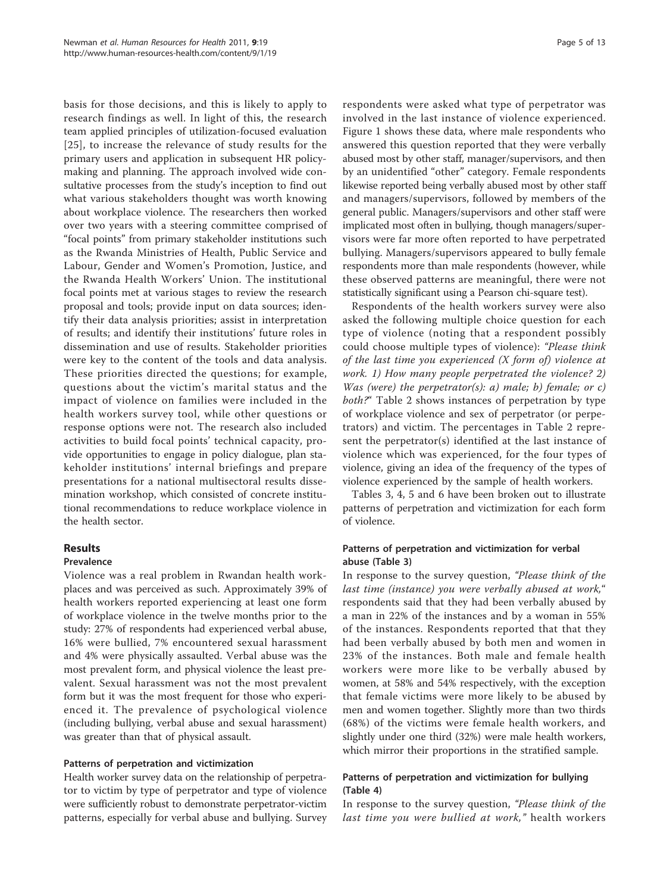basis for those decisions, and this is likely to apply to research findings as well. In light of this, the research team applied principles of utilization-focused evaluation [25], to increase the relevance of study results for the primary users and application in subsequent HR policy-making and planning. The approach involved wide consultative processes from the study's inception to find out what various stakeholders thought was worth knowing about workplace violence. The researchers then worked over two years with a steering committee comprised of "focal points" from primary stakeholder institutions such as the Rwanda Ministries of Health, Public Service and Labour, Gender and Women's Promotion, Justice, and the Rwanda Health Workers' Union. The institutional focal points met at various stages to review the research proposal and tools; provide input on data sources; identify their data analysis priorities; assist in interpretation of results; and identify their institutions' future roles in dissemination and use of results. Stakeholder priorities were key to the content of the tools and data analysis. These priorities directed the questions; for example, questions about the victim's marital status and the impact of violence on families were included in the health workers survey tool, while other questions or response options were not. The research also included activities to build focal points' technical capacity, provide opportunities to engage in policy dialogue, plan stakeholder institutions' internal briefings and prepare presentations for a national multisectoral results dissemination workshop, which consisted of concrete institutional recommendations to reduce workplace violence in the health sector.

## Results

### Prevalence

Violence was a real problem in Rwandan health workplaces and was perceived as such. Approximately 39% of health workers reported experiencing at least one form of workplace violence in the twelve months prior to the study: 27% of respondents had experienced verbal abuse, 16% were bullied, 7% encountered sexual harassment and 4% were physically assaulted. Verbal abuse was the most prevalent form, and physical violence the least prevalent. Sexual harassment was not the most prevalent form but it was the most frequent for those who experienced it. The prevalence of psychological violence (including bullying, verbal abuse and sexual harassment) was greater than that of physical assault.

### Patterns of perpetration and victimization

Health worker survey data on the relationship of perpetrator to victim by type of perpetrator and type of violence were sufficiently robust to demonstrate perpetrator-victim patterns, especially for verbal abuse and bullying. Survey respondents were asked what type of perpetrator was involved in the last instance of violence experienced. Figure 1 shows these data, where male respondents who answered this question reported that they were verbally abused most by other staff, manager/supervisors, and then by an unidentified "other" category. Female respondents likewise reported being verbally abused most by other staff and managers/supervisors, followed by members of the general public. Managers/supervisors and other staff were implicated most often in bullying, though managers/supervisors were far more often reported to have perpetrated bullying. Managers/supervisors appeared to bully female respondents more than male respondents (however, while these observed patterns are meaningful, there were not statistically significant using a Pearson chi-square test).

Respondents of the health workers survey were also asked the following multiple choice question for each type of violence (noting that a respondent possibly could choose multiple types of violence): *"Please think of the last time you experienced (X form of) violence at work. 1) How many people perpetrated the violence? 2) Was (were) the perpetrator(s): a) male; b) female; or c) both?*" Table 2 shows instances of perpetration by type of workplace violence and sex of perpetrator (or perpetrators) and victim. The percentages in Table 2 represent the perpetrator(s) identified at the last instance of violence which was experienced, for the four types of violence, giving an idea of the frequency of the types of violence experienced by the sample of health workers.

Tables 3, 4, 5 and 6 have been broken out to illustrate patterns of perpetration and victimization for each form of violence.

### Patterns of perpetration and victimization for verbal abuse (Table 3)

In response to the survey question, *"Please think of the last time (instance) you were verbally abused at work,*" respondents said that they had been verbally abused by a man in 22% of the instances and by a woman in 55% of the instances. Respondents reported that that they had been verbally abused by both men and women in 23% of the instances. Both male and female health workers were more like to be verbally abused by women, at 58% and 54% respectively, with the exception that female victims were more likely to be abused by men and women together. Slightly more than two thirds (68%) of the victims were female health workers, and slightly under one third (32%) were male health workers, which mirror their proportions in the stratified sample.

### Patterns of perpetration and victimization for bullying (Table 4)

In response to the survey question, *"Please think of the last time you were bullied at work,"* health workers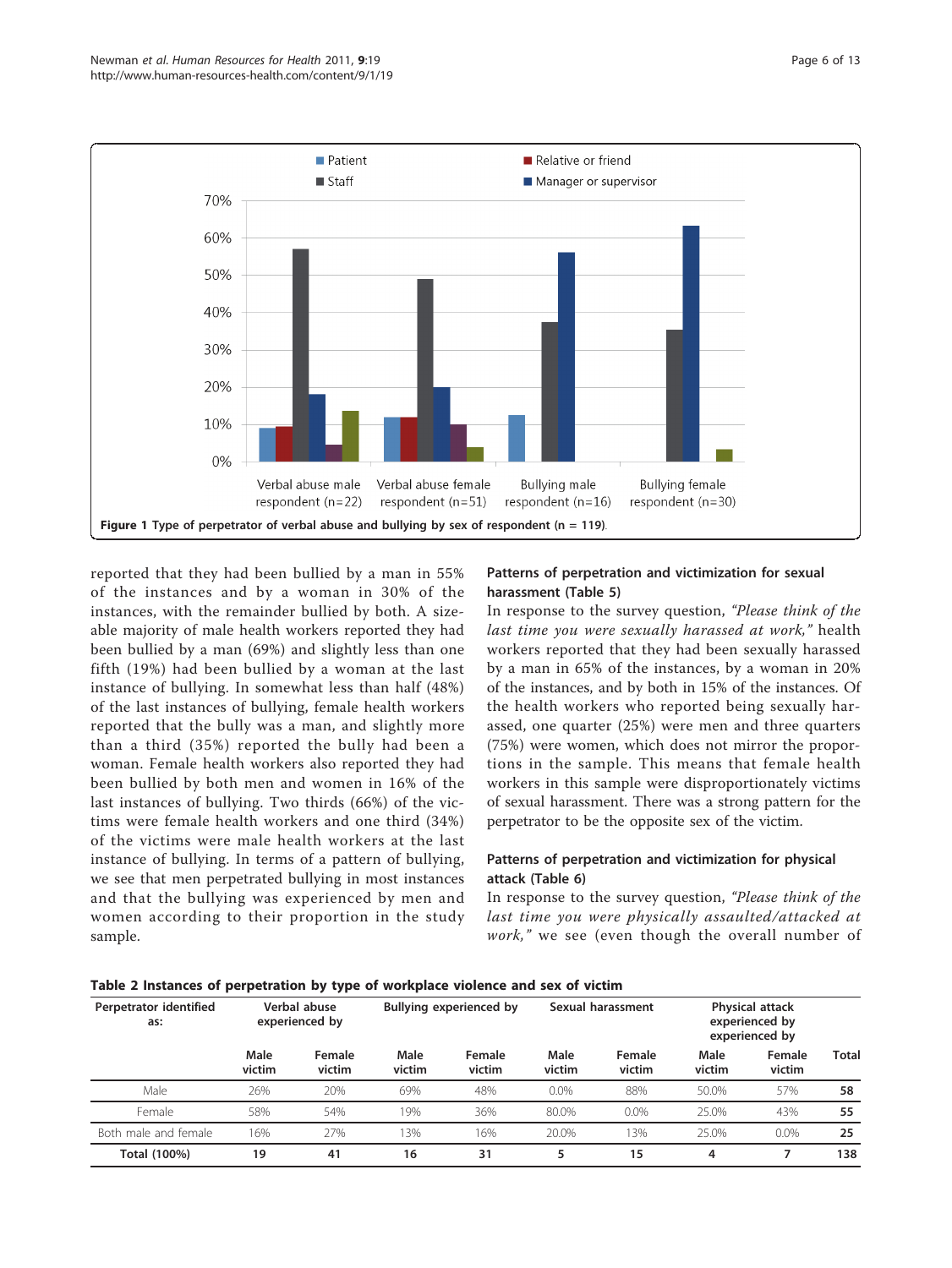Figure 1 Type of perpetrator of verbal abuse and bullying by sex of respondent (n = 119).

reported that they had been bullied by a man in 55% of the instances and by a woman in 30% of the instances, with the remainder bullied by both. A sizeable majority of male health workers reported they had been bullied by a man (69%) and slightly less than one fifth (19%) had been bullied by a woman at the last instance of bullying. In somewhat less than half (48%) of the last instances of bullying, female health workers reported that the bully was a man, and slightly more than a third (35%) reported the bully had been a woman. Female health workers also reported they had been bullied by both men and women in 16% of the last instances of bullying. Two thirds (66%) of the victims were female health workers and one third (34%) of the victims were male health workers at the last instance of bullying. In terms of a pattern of bullying, we see that men perpetrated bullying in most instances and that the bullying was experienced by men and women according to their proportion in the study sample.

### Patterns of perpetration and victimization for sexual harassment (Table 5)

In response to the survey question, *"Please think of the last time you were sexually harassed at work,"* health workers reported that they had been sexually harassed by a man in 65% of the instances, by a woman in 20% of the instances, and by both in 15% of the instances. Of the health workers who reported being sexually harassed, one quarter (25%) were men and three quarters (75%) were women, which does not mirror the proportions in the sample. This means that female health workers in this sample were disproportionately victims of sexual harassment. There was a strong pattern for the perpetrator to be the opposite sex of the victim.

### Patterns of perpetration and victimization for physical attack (Table 6)

In response to the survey question, *"Please think of the last time you were physically assaulted/attacked at work,"* we see (even though the overall number of

**Table 2 Instances of perpetration by type of workplace violence and sex of victim**

| Perpetrator identified as: | Verbal abuse experienced by | | Bullying experienced by | | Sexual harassment | | Physical attack experienced by | | |
|---|---|---|---|---|---|---|---|---|---|
| | Male victim | Female victim | Male victim | Female victim | Male victim | Female victim | Male victim | Female victim | Total |
| Male | 26% | 20% | 69% | 48% | 0.0% | 88% | 50.0% | 57% | **58** |
| Female | 58% | 54% | 19% | 36% | 80.0% | 0.0% | 25.0% | 43% | **55** |
| Both male and female | 16% | 27% | 13% | 16% | 20.0% | 13% | 25.0% | 0.0% | **25** |
| **Total (100%)** | **19** | **41** | **16** | **31** | **5** | **15** | **4** | **7** | **138** |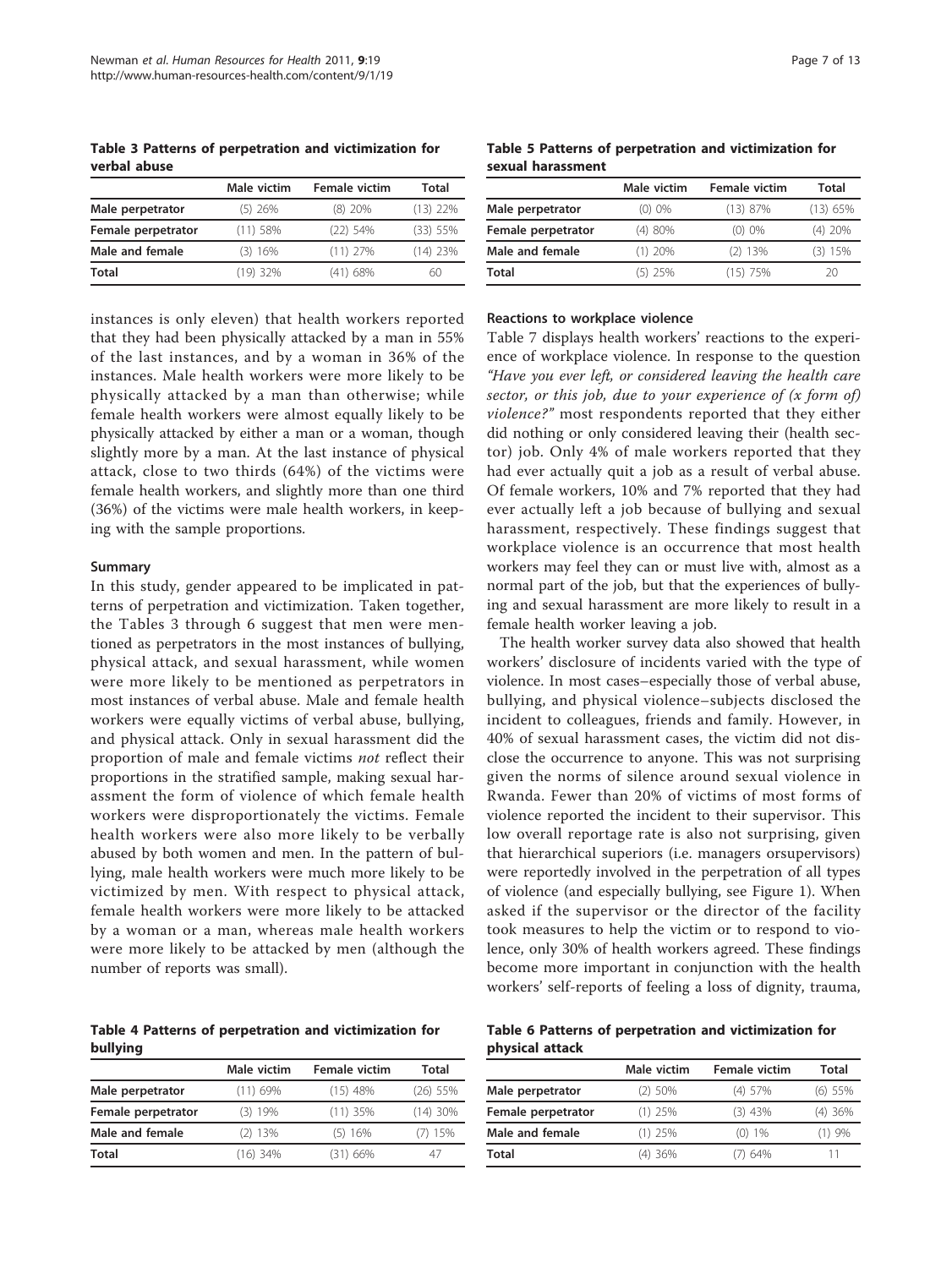**Table 3 Patterns of perpetration and victimization for verbal abuse**

| | Male victim | Female victim | Total |
|---|---|---|---|
| Male perpetrator | (5) 26% | (8) 20% | (13) 22% |
| Female perpetrator | (11) 58% | (22) 54% | (33) 55% |
| Male and female | (3) 16% | (11) 27% | (14) 23% |
| Total | (19) 32% | (41) 68% | 60 |

instances is only eleven) that health workers reported that they had been physically attacked by a man in 55% of the last instances, and by a woman in 36% of the instances. Male health workers were more likely to be physically attacked by a man than otherwise; while female health workers were almost equally likely to be physically attacked by either a man or a woman, though slightly more by a man. At the last instance of physical attack, close to two thirds (64%) of the victims were female health workers, and slightly more than one third (36%) of the victims were male health workers, in keeping with the sample proportions.

#### Summary

In this study, gender appeared to be implicated in patterns of perpetration and victimization. Taken together, the Tables 3 through 6 suggest that men were mentioned as perpetrators in the most instances of bullying, physical attack, and sexual harassment, while women were more likely to be mentioned as perpetrators in most instances of verbal abuse. Male and female health workers were equally victims of verbal abuse, bullying, and physical attack. Only in sexual harassment did the proportion of male and female victims *not* reflect their proportions in the stratified sample, making sexual harassment the form of violence of which female health workers were disproportionately the victims. Female health workers were also more likely to be verbally abused by both women and men. In the pattern of bullying, male health workers were much more likely to be victimized by men. With respect to physical attack, female health workers were more likely to be attacked by a woman or a man, whereas male health workers were more likely to be attacked by men (although the number of reports was small).

**Table 4 Patterns of perpetration and victimization for bullying**

| | Male victim | Female victim | Total |
|---|---|---|---|
| Male perpetrator | (11) 69% | (15) 48% | (26) 55% |
| Female perpetrator | (3) 19% | (11) 35% | (14) 30% |
| Male and female | (2) 13% | (5) 16% | (7) 15% |
| Total | (16) 34% | (31) 66% | 47 |

**Table 5 Patterns of perpetration and victimization for sexual harassment**

| | Male victim | Female victim | Total |
|---|---|---|---|
| Male perpetrator | (0) 0% | (13) 87% | (13) 65% |
| Female perpetrator | (4) 80% | (0) 0% | (4) 20% |
| Male and female | (1) 20% | (2) 13% | (3) 15% |
| Total | (5) 25% | (15) 75% | 20 |

#### Reactions to workplace violence

Table 7 displays health workers' reactions to the experience of workplace violence. In response to the question *"Have you ever left, or considered leaving the health care sector, or this job, due to your experience of (x form of) violence?"* most respondents reported that they either did nothing or only considered leaving their (health sector) job. Only 4% of male workers reported that they had ever actually quit a job as a result of verbal abuse. Of female workers, 10% and 7% reported that they had ever actually left a job because of bullying and sexual harassment, respectively. These findings suggest that workplace violence is an occurrence that most health workers may feel they can or must live with, almost as a normal part of the job, but that the experiences of bullying and sexual harassment are more likely to result in a female health worker leaving a job.

The health worker survey data also showed that health workers' disclosure of incidents varied with the type of violence. In most cases–especially those of verbal abuse, bullying, and physical violence–subjects disclosed the incident to colleagues, friends and family. However, in 40% of sexual harassment cases, the victim did not disclose the occurrence to anyone. This was not surprising given the norms of silence around sexual violence in Rwanda. Fewer than 20% of victims of most forms of violence reported the incident to their supervisor. This low overall reportage rate is also not surprising, given that hierarchical superiors (i.e. managers orsupervisors) were reportedly involved in the perpetration of all types of violence (and especially bullying, see Figure 1). When asked if the supervisor or the director of the facility took measures to help the victim or to respond to violence, only 30% of health workers agreed. These findings become more important in conjunction with the health workers' self-reports of feeling a loss of dignity, trauma,

**Table 6 Patterns of perpetration and victimization for physical attack**

| | Male victim | Female victim | Total |
|---|---|---|---|
| Male perpetrator | (2) 50% | (4) 57% | (6) 55% |
| Female perpetrator | (1) 25% | (3) 43% | (4) 36% |
| Male and female | (1) 25% | (0) 1% | (1) 9% |
| Total | (4) 36% | (7) 64% | 11 |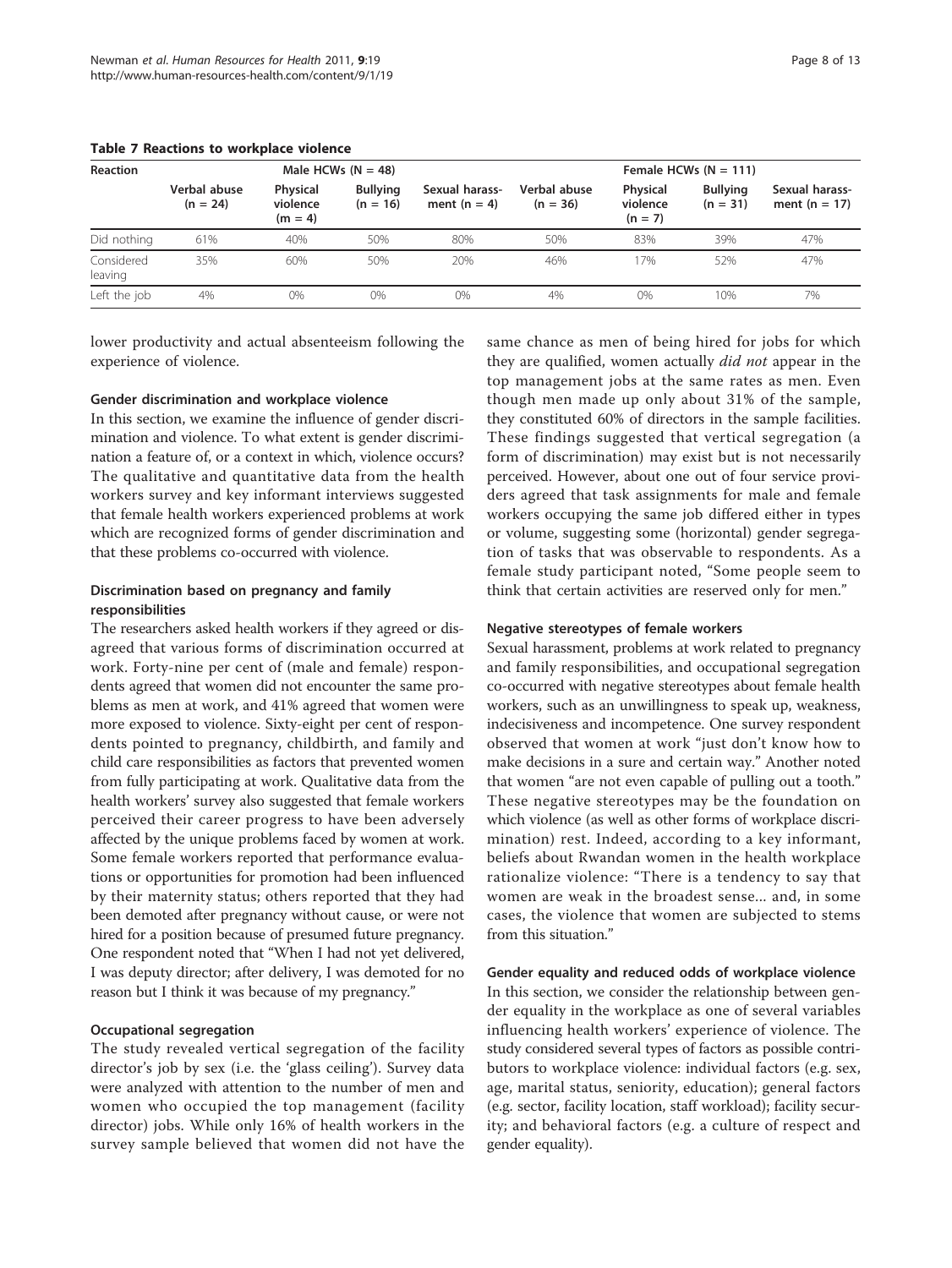**Table 7 Reactions to workplace violence**

| Reaction | Male HCWs (N = 48) | | | | Female HCWs (N = 111) | | | |
|---|---|---|---|---|---|---|---|---|
| | Verbal abuse (n = 24) | Physical violence (m = 4) | Bullying (n = 16) | Sexual harassment (n = 4) | Verbal abuse (n = 36) | Physical violence (n = 7) | Bullying (n = 31) | Sexual harassment (n = 17) |
| Did nothing | 61% | 40% | 50% | 80% | 50% | 83% | 39% | 47% |
| Considered leaving | 35% | 60% | 50% | 20% | 46% | 17% | 52% | 47% |
| Left the job | 4% | 0% | 0% | 0% | 4% | 0% | 10% | 7% |

lower productivity and actual absenteeism following the experience of violence.

#### Gender discrimination and workplace violence

In this section, we examine the influence of gender discrimination and violence. To what extent is gender discrimination a feature of, or a context in which, violence occurs? The qualitative and quantitative data from the health workers survey and key informant interviews suggested that female health workers experienced problems at work which are recognized forms of gender discrimination and that these problems co-occurred with violence.

#### Discrimination based on pregnancy and family responsibilities

The researchers asked health workers if they agreed or disagreed that various forms of discrimination occurred at work. Forty-nine per cent of (male and female) respondents agreed that women did not encounter the same problems as men at work, and 41% agreed that women were more exposed to violence. Sixty-eight per cent of respondents pointed to pregnancy, childbirth, and family and child care responsibilities as factors that prevented women from fully participating at work. Qualitative data from the health workers' survey also suggested that female workers perceived their career progress to have been adversely affected by the unique problems faced by women at work. Some female workers reported that performance evaluations or opportunities for promotion had been influenced by their maternity status; others reported that they had been demoted after pregnancy without cause, or were not hired for a position because of presumed future pregnancy. One respondent noted that "When I had not yet delivered, I was deputy director; after delivery, I was demoted for no reason but I think it was because of my pregnancy."

#### Occupational segregation

The study revealed vertical segregation of the facility director's job by sex (i.e. the 'glass ceiling'). Survey data were analyzed with attention to the number of men and women who occupied the top management (facility director) jobs. While only 16% of health workers in the survey sample believed that women did not have the same chance as men of being hired for jobs for which they are qualified, women actually *did not* appear in the top management jobs at the same rates as men. Even though men made up only about 31% of the sample, they constituted 60% of directors in the sample facilities. These findings suggested that vertical segregation (a form of discrimination) may exist but is not necessarily perceived. However, about one out of four service providers agreed that task assignments for male and female workers occupying the same job differed either in types or volume, suggesting some (horizontal) gender segregation of tasks that was observable to respondents. As a female study participant noted, "Some people seem to think that certain activities are reserved only for men."

#### Negative stereotypes of female workers

Sexual harassment, problems at work related to pregnancy and family responsibilities, and occupational segregation co-occurred with negative stereotypes about female health workers, such as an unwillingness to speak up, weakness, indecisiveness and incompetence. One survey respondent observed that women at work "just don't know how to make decisions in a sure and certain way." Another noted that women "are not even capable of pulling out a tooth." These negative stereotypes may be the foundation on which violence (as well as other forms of workplace discrimination) rest. Indeed, according to a key informant, beliefs about Rwandan women in the health workplace rationalize violence: "There is a tendency to say that women are weak in the broadest sense... and, in some cases, the violence that women are subjected to stems from this situation."

#### Gender equality and reduced odds of workplace violence

In this section, we consider the relationship between gender equality in the workplace as one of several variables influencing health workers' experience of violence. The study considered several types of factors as possible contributors to workplace violence: individual factors (e.g. sex, age, marital status, seniority, education); general factors (e.g. sector, facility location, staff workload); facility security; and behavioral factors (e.g. a culture of respect and gender equality).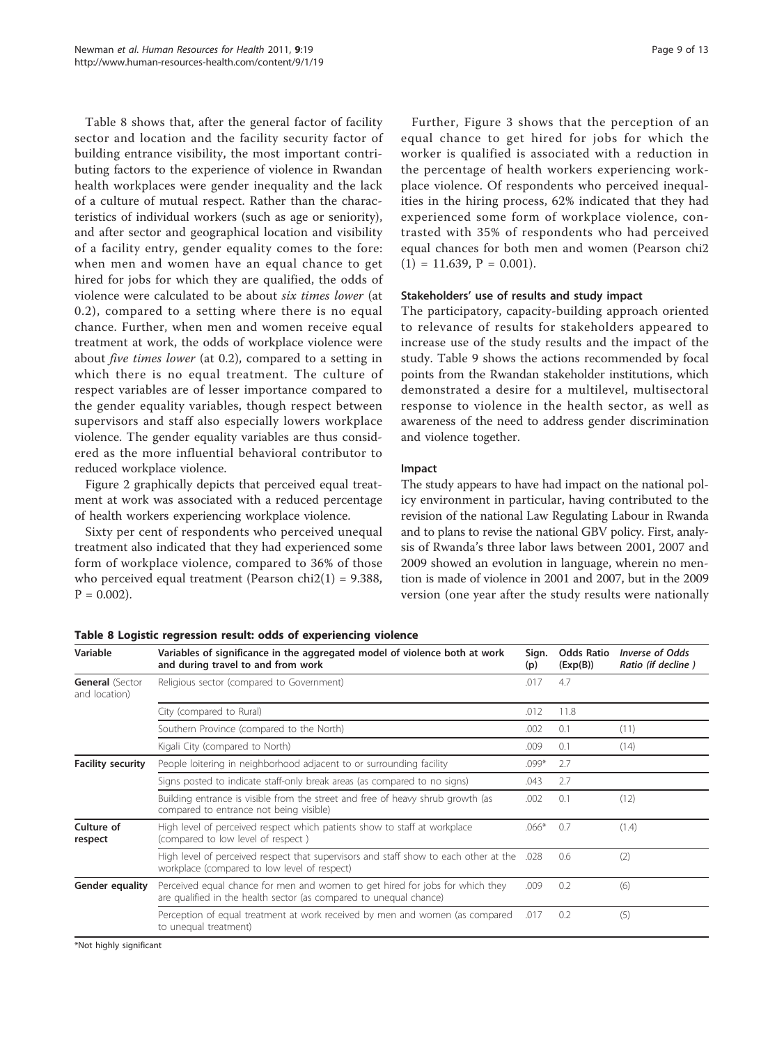Table 8 shows that, after the general factor of facility sector and location and the facility security factor of building entrance visibility, the most important contributing factors to the experience of violence in Rwandan health workplaces were gender inequality and the lack of a culture of mutual respect. Rather than the characteristics of individual workers (such as age or seniority), and after sector and geographical location and visibility of a facility entry, gender equality comes to the fore: when men and women have an equal chance to get hired for jobs for which they are qualified, the odds of violence were calculated to be about *six times lower* (at 0.2), compared to a setting where there is no equal chance. Further, when men and women receive equal treatment at work, the odds of workplace violence were about *five times lower* (at 0.2), compared to a setting in which there is no equal treatment. The culture of respect variables are of lesser importance compared to the gender equality variables, though respect between supervisors and staff also especially lowers workplace violence. The gender equality variables are thus considered as the more influential behavioral contributor to reduced workplace violence.

Figure 2 graphically depicts that perceived equal treatment at work was associated with a reduced percentage of health workers experiencing workplace violence.

Sixty per cent of respondents who perceived unequal treatment also indicated that they had experienced some form of workplace violence, compared to 36% of those who perceived equal treatment (Pearson chi2(1) = 9.388, P = 0.002).

Further, Figure 3 shows that the perception of an equal chance to get hired for jobs for which the worker is qualified is associated with a reduction in the percentage of health workers experiencing workplace violence. Of respondents who perceived inequalities in the hiring process, 62% indicated that they had experienced some form of workplace violence, contrasted with 35% of respondents who had perceived equal chances for both men and women (Pearson chi2 (1) = 11.639, P = 0.001).

### Stakeholders' use of results and study impact

The participatory, capacity-building approach oriented to relevance of results for stakeholders appeared to increase use of the study results and the impact of the study. Table 9 shows the actions recommended by focal points from the Rwandan stakeholder institutions, which demonstrated a desire for a multilevel, multisectoral response to violence in the health sector, as well as awareness of the need to address gender discrimination and violence together.

### Impact

The study appears to have had impact on the national policy environment in particular, having contributed to the revision of the national Law Regulating Labour in Rwanda and to plans to revise the national GBV policy. First, analysis of Rwanda's three labor laws between 2001, 2007 and 2009 showed an evolution in language, wherein no mention is made of violence in 2001 and 2007, but in the 2009 version (one year after the study results were nationally

**Table 8 Logistic regression result: odds of experiencing violence**

| Variable | Variables of significance in the aggregated model of violence both at work and during travel to and from work | Sign. (p) | Odds Ratio (Exp(B)) | *Inverse of Odds Ratio (if decline )* |
|---|---|---|---|---|
| **General** (Sector and location) | Religious sector (compared to Government) | .017 | 4.7 | |
| | City (compared to Rural) | .012 | 11.8 | |
| | Southern Province (compared to the North) | .002 | 0.1 | (11) |
| | Kigali City (compared to North) | .009 | 0.1 | (14) |
| **Facility security** | People loitering in neighborhood adjacent to or surrounding facility | .099* | 2.7 | |
| | Signs posted to indicate staff-only break areas (as compared to no signs) | .043 | 2.7 | |
| | Building entrance is visible from the street and free of heavy shrub growth (as compared to entrance not being visible) | .002 | 0.1 | (12) |
| **Culture of respect** | High level of perceived respect which patients show to staff at workplace (compared to low level of respect ) | .066* | 0.7 | (1.4) |
| | High level of perceived respect that supervisors and staff show to each other at the workplace (compared to low level of respect) | .028 | 0.6 | (2) |
| **Gender equality** | Perceived equal chance for men and women to get hired for jobs for which they are qualified in the health sector (as compared to unequal chance) | .009 | 0.2 | (6) |
| | Perception of equal treatment at work received by men and women (as compared to unequal treatment) | .017 | 0.2 | (5) |

*Not highly significant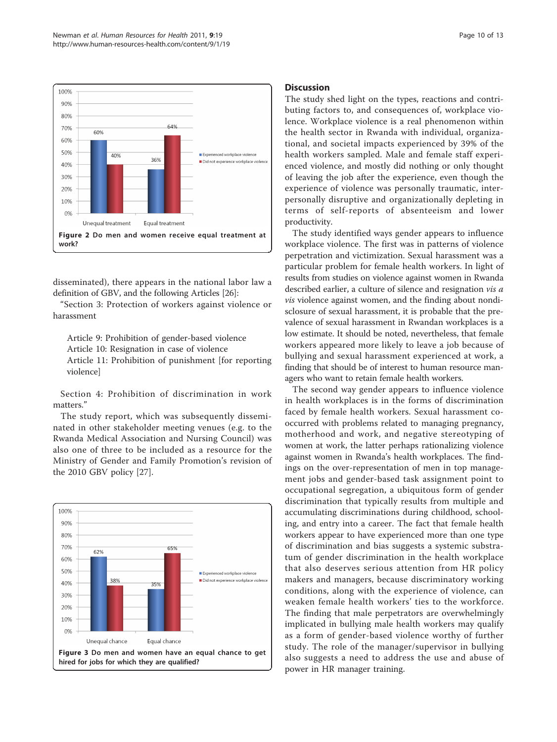Figure 2 Do men and women receive equal treatment at work?

disseminated), there appears in the national labor law a definition of GBV, and the following Articles [26]:

"Section 3: Protection of workers against violence or harassment

Article 9: Prohibition of gender-based violence
Article 10: Resignation in case of violence
Article 11: Prohibition of punishment [for reporting violence]

Section 4: Prohibition of discrimination in work matters."

The study report, which was subsequently disseminated in other stakeholder meeting venues (e.g. to the Rwanda Medical Association and Nursing Council) was also one of three to be included as a resource for the Ministry of Gender and Family Promotion's revision of the 2010 GBV policy [27].

Figure 3 Do men and women have an equal chance to get hired for jobs for which they are qualified?

## Discussion

The study shed light on the types, reactions and contributing factors to, and consequences of, workplace violence. Workplace violence is a real phenomenon within the health sector in Rwanda with individual, organizational, and societal impacts experienced by 39% of the health workers sampled. Male and female staff experienced violence, and mostly did nothing or only thought of leaving the job after the experience, even though the experience of violence was personally traumatic, interpersonally disruptive and organizationally depleting in terms of self-reports of absenteeism and lower productivity.

The study identified ways gender appears to influence workplace violence. The first was in patterns of violence perpetration and victimization. Sexual harassment was a particular problem for female health workers. In light of results from studies on violence against women in Rwanda described earlier, a culture of silence and resignation *vis a vis* violence against women, and the finding about nondisclosure of sexual harassment, it is probable that the prevalence of sexual harassment in Rwandan workplaces is a low estimate. It should be noted, nevertheless, that female workers appeared more likely to leave a job because of bullying and sexual harassment experienced at work, a finding that should be of interest to human resource managers who want to retain female health workers.

The second way gender appears to influence violence in health workplaces is in the forms of discrimination faced by female health workers. Sexual harassment co-occurred with problems related to managing pregnancy, motherhood and work, and negative stereotyping of women at work, the latter perhaps rationalizing violence against women in Rwanda's health workplaces. The findings on the over-representation of men in top management jobs and gender-based task assignment point to occupational segregation, a ubiquitous form of gender discrimination that typically results from multiple and accumulating discriminations during childhood, schooling, and entry into a career. The fact that female health workers appear to have experienced more than one type of discrimination and bias suggests a systemic substratum of gender discrimination in the health workplace that also deserves serious attention from HR policy makers and managers, because discriminatory working conditions, along with the experience of violence, can weaken female health workers' ties to the workforce. The finding that male perpetrators are overwhelmingly implicated in bullying male health workers may qualify as a form of gender-based violence worthy of further study. The role of the manager/supervisor in bullying also suggests a need to address the use and abuse of power in HR manager training.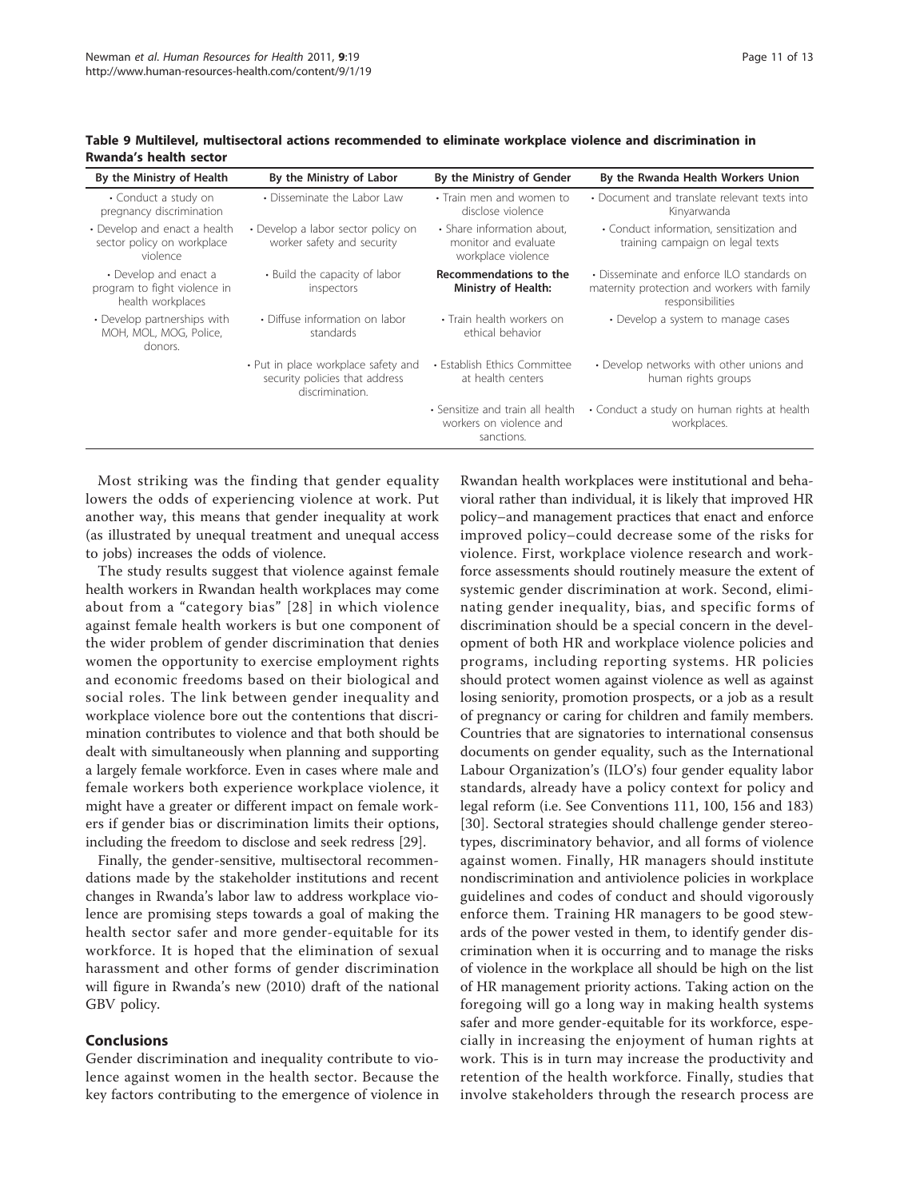**Table 9 Multilevel, multisectoral actions recommended to eliminate workplace violence and discrimination in Rwanda's health sector**

| By the Ministry of Health | By the Ministry of Labor | By the Ministry of Gender | By the Rwanda Health Workers Union |
|---|---|---|---|
| • Conduct a study on pregnancy discrimination | • Disseminate the Labor Law | • Train men and women to disclose violence | • Document and translate relevant texts into Kinyarwanda |
| • Develop and enact a health sector policy on workplace violence | • Develop a labor sector policy on worker safety and security | • Share information about, monitor and evaluate workplace violence | • Conduct information, sensitization and training campaign on legal texts |
| • Develop and enact a program to fight violence in health workplaces | • Build the capacity of labor inspectors | **Recommendations to the Ministry of Health:** | • Disseminate and enforce ILO standards on maternity protection and workers with family responsibilities |
| • Develop partnerships with MOH, MOL, MOG, Police, donors. | • Diffuse information on labor standards | • Train health workers on ethical behavior | • Develop a system to manage cases |
| | • Put in place workplace safety and security policies that address discrimination. | • Establish Ethics Committee at health centers | • Develop networks with other unions and human rights groups |
| | | • Sensitize and train all health workers on violence and sanctions. | • Conduct a study on human rights at health workplaces. |

Most striking was the finding that gender equality lowers the odds of experiencing violence at work. Put another way, this means that gender inequality at work (as illustrated by unequal treatment and unequal access to jobs) increases the odds of violence.

The study results suggest that violence against female health workers in Rwandan health workplaces may come about from a "category bias" [28] in which violence against female health workers is but one component of the wider problem of gender discrimination that denies women the opportunity to exercise employment rights and economic freedoms based on their biological and social roles. The link between gender inequality and workplace violence bore out the contentions that discrimination contributes to violence and that both should be dealt with simultaneously when planning and supporting a largely female workforce. Even in cases where male and female workers both experience workplace violence, it might have a greater or different impact on female workers if gender bias or discrimination limits their options, including the freedom to disclose and seek redress [29].

Finally, the gender-sensitive, multisectoral recommendations made by the stakeholder institutions and recent changes in Rwanda's labor law to address workplace violence are promising steps towards a goal of making the health sector safer and more gender-equitable for its workforce. It is hoped that the elimination of sexual harassment and other forms of gender discrimination will figure in Rwanda's new (2010) draft of the national GBV policy.

## Conclusions

Gender discrimination and inequality contribute to violence against women in the health sector. Because the key factors contributing to the emergence of violence in Rwandan health workplaces were institutional and behavioral rather than individual, it is likely that improved HR policy–and management practices that enact and enforce improved policy–could decrease some of the risks for violence. First, workplace violence research and workforce assessments should routinely measure the extent of systemic gender discrimination at work. Second, eliminating gender inequality, bias, and specific forms of discrimination should be a special concern in the development of both HR and workplace violence policies and programs, including reporting systems. HR policies should protect women against violence as well as against losing seniority, promotion prospects, or a job as a result of pregnancy or caring for children and family members. Countries that are signatories to international consensus documents on gender equality, such as the International Labour Organization's (ILO's) four gender equality labor standards, already have a policy context for policy and legal reform (i.e. See Conventions 111, 100, 156 and 183) [30]. Sectoral strategies should challenge gender stereotypes, discriminatory behavior, and all forms of violence against women. Finally, HR managers should institute nondiscrimination and antiviolence policies in workplace guidelines and codes of conduct and should vigorously enforce them. Training HR managers to be good stewards of the power vested in them, to identify gender discrimination when it is occurring and to manage the risks of violence in the workplace all should be high on the list of HR management priority actions. Taking action on the foregoing will go a long way in making health systems safer and more gender-equitable for its workforce, especially in increasing the enjoyment of human rights at work. This is in turn may increase the productivity and retention of the health workforce. Finally, studies that involve stakeholders through the research process are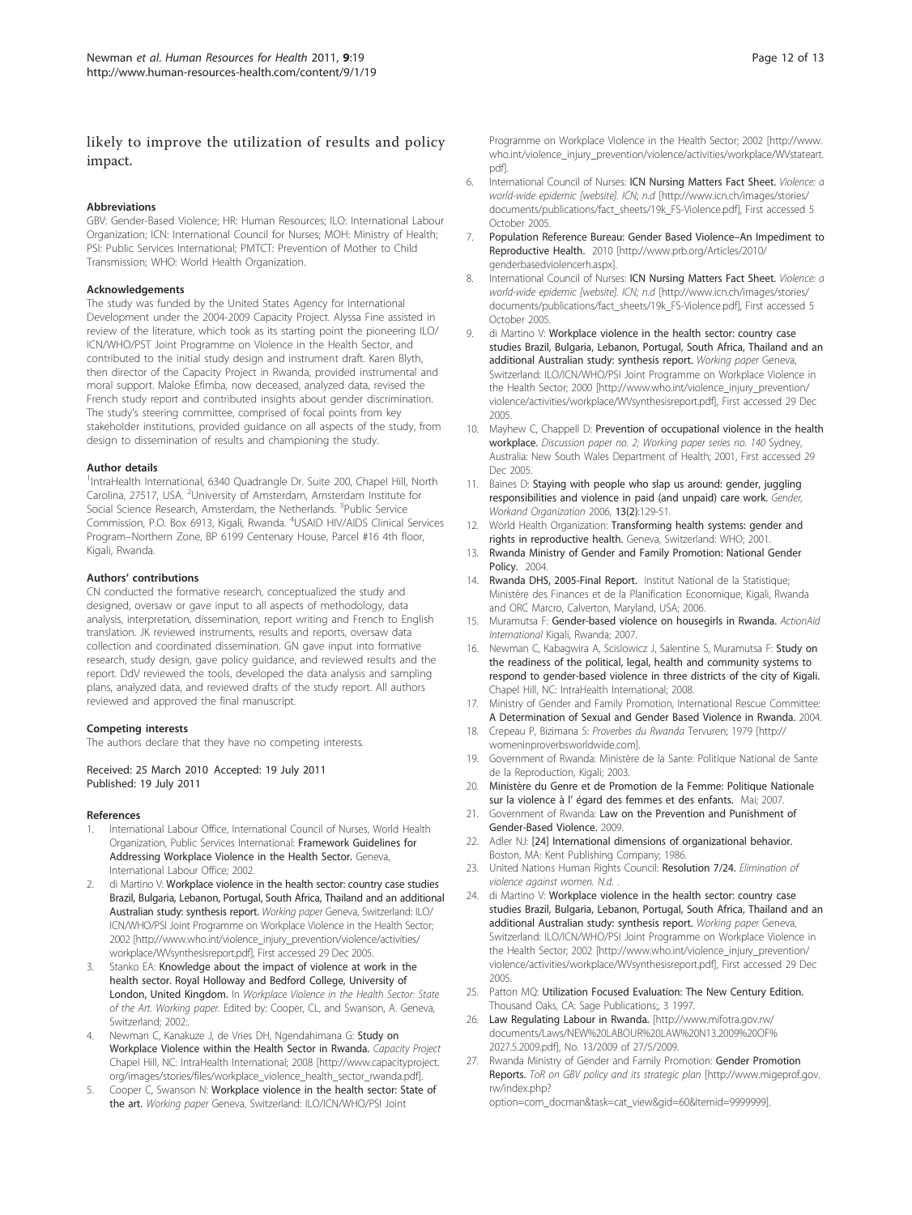likely to improve the utilization of results and policy impact.

#### Abbreviations

GBV: Gender-Based Violence; HR: Human Resources; ILO: International Labour Organization; ICN: International Council for Nurses; MOH: Ministry of Health; PSI: Public Services International; PMTCT: Prevention of Mother to Child Transmission; WHO: World Health Organization.

#### Acknowledgements

The study was funded by the United States Agency for International Development under the 2004-2009 Capacity Project. Alyssa Fine assisted in review of the literature, which took as its starting point the pioneering ILO/ICN/WHO/PST Joint Programme on Violence in the Health Sector, and contributed to the initial study design and instrument draft. Karen Blyth, then director of the Capacity Project in Rwanda, provided instrumental and moral support. Maloke Efimba, now deceased, analyzed data, revised the French study report and contributed insights about gender discrimination. The study's steering committee, comprised of focal points from key stakeholder institutions, provided guidance on all aspects of the study, from design to dissemination of results and championing the study.

#### Author details

[1]IntraHealth International, 6340 Quadrangle Dr. Suite 200, Chapel Hill, North Carolina, 27517, USA. [2]University of Amsterdam, Amsterdam Institute for Social Science Research, Amsterdam, the Netherlands. [3]Public Service Commission, P.O. Box 6913, Kigali, Rwanda. [4]USAID HIV/AIDS Clinical Services Program–Northern Zone, BP 6199 Centenary House, Parcel #16 4th floor, Kigali, Rwanda.

#### Authors' contributions

CN conducted the formative research, conceptualized the study and designed, oversaw or gave input to all aspects of methodology, data analysis, interpretation, dissemination, report writing and French to English translation. JK reviewed instruments, results and reports, oversaw data collection and coordinated dissemination. GN gave input into formative research, study design, gave policy guidance, and reviewed results and the report. DdV reviewed the tools, developed the data analysis and sampling plans, analyzed data, and reviewed drafts of the study report. All authors reviewed and approved the final manuscript.

#### Competing interests

The authors declare that they have no competing interests.

Received: 25 March 2010 Accepted: 19 July 2011
Published: 19 July 2011

#### References

1. International Labour Office, International Council of Nurses, World Health Organization, Public Services International: **Framework Guidelines for Addressing Workplace Violence in the Health Sector.** Geneva, International Labour Office; 2002.
2. di Martino V: **Workplace violence in the health sector: country case studies Brazil, Bulgaria, Lebanon, Portugal, South Africa, Thailand and an additional Australian study: synthesis report.** *Working paper* Geneva, Switzerland: ILO/ICN/WHO/PSI Joint Programme on Workplace Violence in the Health Sector; 2002 [http://www.who.int/violence_injury_prevention/violence/activities/workplace/WVsynthesisreport.pdf], First accessed 29 Dec 2005.
3. Stanko EA: **Knowledge about the impact of violence at work in the health sector. Royal Holloway and Bedford College, University of London, United Kingdom.** In *Workplace Violence in the Health Sector: State of the Art. Working paper.* Edited by: Cooper, CL, and Swanson, A. Geneva, Switzerland; 2002:.
4. Newman C, Kanakuze J, de Vries DH, Ngendahimana G: **Study on Workplace Violence within the Health Sector in Rwanda.** *Capacity Project* Chapel Hill, NC: IntraHealth International; 2008 [http://www.capacityproject.org/images/stories/files/workplace_violence_health_sector_rwanda.pdf].
5. Cooper C, Swanson N: **Workplace violence in the health sector: State of the art.** *Working paper* Geneva, Switzerland: ILO/ICN/WHO/PSI Joint Programme on Workplace Violence in the Health Sector; 2002 [http://www.who.int/violence_injury_prevention/violence/activities/workplace/WVstateart.pdf].
6. International Council of Nurses: **ICN Nursing Matters Fact Sheet.** *Violence: a world-wide epidemic [website]. ICN; n.d* [http://www.icn.ch/images/stories/documents/publications/fact_sheets/19k_FS-Violence.pdf], First accessed 5 October 2005.
7. **Population Reference Bureau: Gender Based Violence–An Impediment to Reproductive Health.** 2010 [http://www.prb.org/Articles/2010/genderbasedviolencerh.aspx].
8. International Council of Nurses: **ICN Nursing Matters Fact Sheet.** *Violence: a world-wide epidemic [website]. ICN; n.d* [http://www.icn.ch/images/stories/documents/publications/fact_sheets/19k_FS-Violence.pdf], First accessed 5 October 2005.
9. di Martino V: **Workplace violence in the health sector: country case studies Brazil, Bulgaria, Lebanon, Portugal, South Africa, Thailand and an additional Australian study: synthesis report.** *Working paper* Geneva, Switzerland: ILO/ICN/WHO/PSI Joint Programme on Workplace Violence in the Health Sector; 2000 [http://www.who.int/violence_injury_prevention/violence/activities/workplace/WVsynthesisreport.pdf], First accessed 29 Dec 2005.
10. Mayhew C, Chappell D: **Prevention of occupational violence in the health workplace.** *Discussion paper no. 2; Working paper series no. 140* Sydney, Australia: New South Wales Department of Health; 2001, First accessed 29 Dec 2005.
11. Baines D: **Staying with people who slap us around: gender, juggling responsibilities and violence in paid (and unpaid) care work.** *Gender, Workand Organization* 2006, **13(2)**:129-51.
12. World Health Organization: **Transforming health systems: gender and rights in reproductive health.** Geneva, Switzerland: WHO; 2001.
13. **Rwanda Ministry of Gender and Family Promotion: National Gender Policy.** 2004.
14. **Rwanda DHS, 2005-Final Report.** Institut National de la Statistique; Ministère des Finances et de la Planification Economique, Kigali, Rwanda and ORC Marcro, Calverton, Maryland, USA; 2006.
15. Muramutsa F: **Gender-based violence on housegirls in Rwanda.** *ActionAid International* Kigali, Rwanda; 2007.
16. Newman C, Kabagwira A, Scislowicz J, Salentine S, Muramutsa F: **Study on the readiness of the political, legal, health and community systems to respond to gender-based violence in three districts of the city of Kigali.** Chapel Hill, NC: IntraHealth International; 2008.
17. Ministry of Gender and Family Promotion, International Rescue Committee: **A Determination of Sexual and Gender Based Violence in Rwanda.** 2004.
18. Crepeau P, Bizimana S: *Proverbes du Rwanda* Tervuren; 1979 [http://womeninproverbsworldwide.com].
19. Government of Rwanda: Ministère de la Sante: Politique National de Sante de la Reproduction, Kigali; 2003.
20. **Ministère du Genre et de Promotion de la Femme: Politique Nationale sur la violence à l' égard des femmes et des enfants.** Mai; 2007.
21. Government of Rwanda: **Law on the Prevention and Punishment of Gender-Based Violence.** 2009.
22. Adler NJ: **[24] International dimensions of organizational behavior.** Boston, MA: Kent Publishing Company; 1986.
23. United Nations Human Rights Council: **Resolution 7/24.** *Elimination of violence against women. N.d.* .
24. di Martino V: **Workplace violence in the health sector: country case studies Brazil, Bulgaria, Lebanon, Portugal, South Africa, Thailand and an additional Australian study: synthesis report.** *Working paper* Geneva, Switzerland: ILO/ICN/WHO/PSI Joint Programme on Workplace Violence in the Health Sector; 2002 [http://www.who.int/violence_injury_prevention/violence/activities/workplace/WVsynthesisreport.pdf], First accessed 29 Dec 2005.
25. Patton MQ: **Utilization Focused Evaluation: The New Century Edition.** Thousand Oaks, CA: Sage Publications;, 3 1997.
26. **Law Regulating Labour in Rwanda.** [http://www.mifotra.gov.rw/documents/Laws/NEW%20LABOUR%20LAW%20N13.2009%20OF%2027.5.2009.pdf], No. 13/2009 of 27/5/2009.
27. Rwanda Ministry of Gender and Family Promotion: **Gender Promotion Reports.** *ToR on GBV policy and its strategic plan* [http://www.migeprof.gov.rw/index.php?option=com_docman&task=cat_view&gid=60&Itemid=9999999].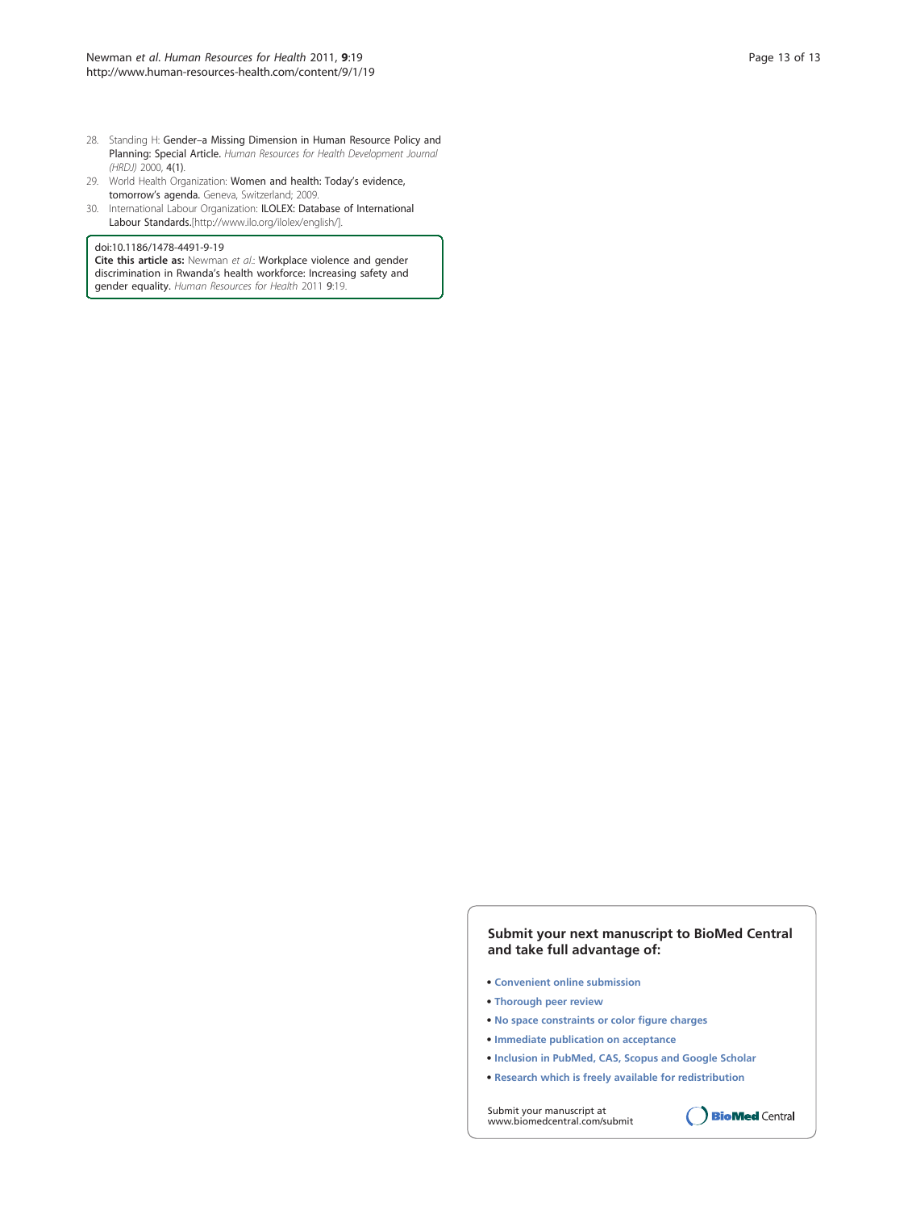28. Standing H: **Gender–a Missing Dimension in Human Resource Policy and Planning: Special Article.** *Human Resources for Health Development Journal (HRDJ)* 2000, **4(1)**.
29. World Health Organization: **Women and health: Today's evidence, tomorrow's agenda.** Geneva, Switzerland; 2009.
30. International Labour Organization: **ILOLEX: Database of International Labour Standards.**[http://www.ilo.org/ilolex/english/].

doi:10.1186/1478-4491-9-19
**Cite this article as:** Newman *et al.*: Workplace violence and gender discrimination in Rwanda's health workforce: Increasing safety and gender equality. *Human Resources for Health* 2011 **9**:19.

**Submit your next manuscript to BioMed Central and take full advantage of:**

- **Convenient online submission**
- **Thorough peer review**
- **No space constraints or color figure charges**
- **Immediate publication on acceptance**
- **Inclusion in PubMed, CAS, Scopus and Google Scholar**
- **Research which is freely available for redistribution**

Submit your manuscript at
www.biomedcentral.com/submit

BioMed Central